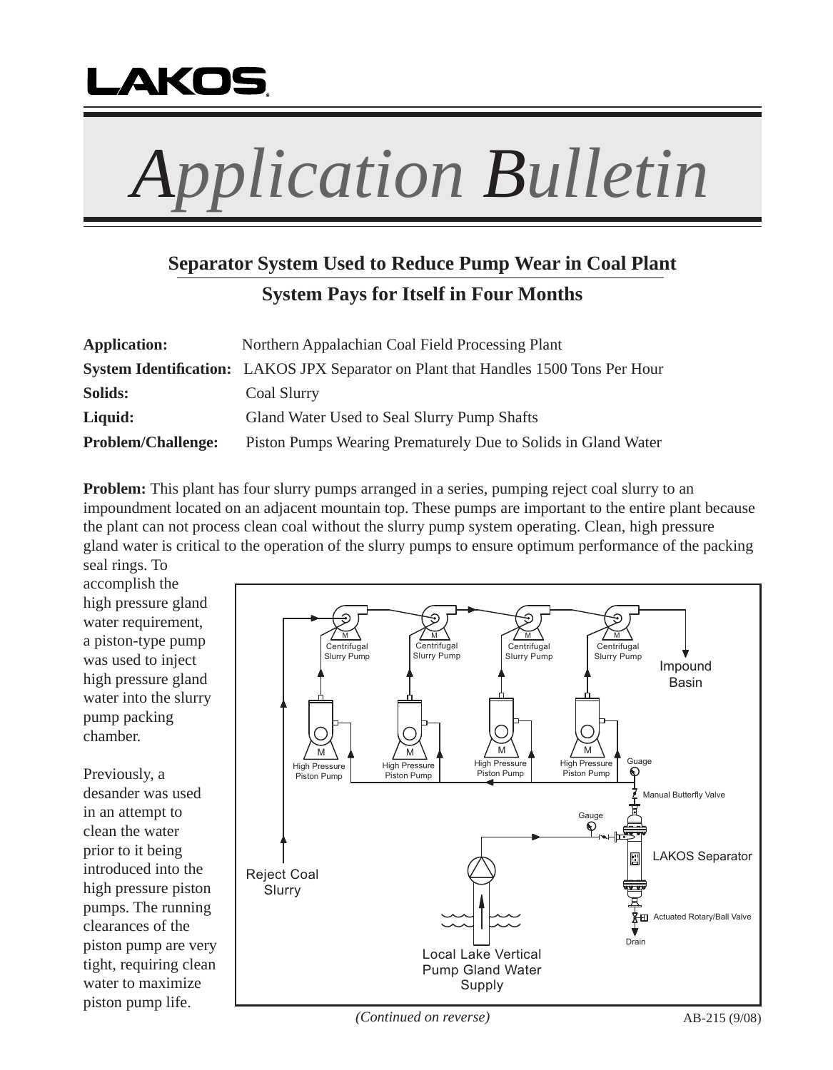LAKOS

# Application Bulletin

## Separator System Used to Reduce Pump Wear in Coal Plant

## System Pays for Itself in Four Months

**Application:** Northern Appalachian Coal Field Processing Plant

**System Identification:** LAKOS JPX Separator on Plant that Handles 1500 Tons Per Hour

**Solids:** Coal Slurry

**Liquid:** Gland Water Used to Seal Slurry Pump Shafts

**Problem/Challenge:** Piston Pumps Wearing Prematurely Due to Solids in Gland Water

**Problem:** This plant has four slurry pumps arranged in a series, pumping reject coal slurry to an impoundment located on an adjacent mountain top. These pumps are important to the entire plant because the plant can not process clean coal without the slurry pump system operating. Clean, high pressure gland water is critical to the operation of the slurry pumps to ensure optimum performance of the packing seal rings. To accomplish the high pressure gland water requirement, a piston-type pump was used to inject high pressure gland water into the slurry pump packing chamber.

Previously, a desander was used in an attempt to clean the water prior to it being introduced into the high pressure piston pumps. The running clearances of the piston pump are very tight, requiring clean water to maximize piston pump life.

*(Continued on reverse)*

AB-215 (9/08)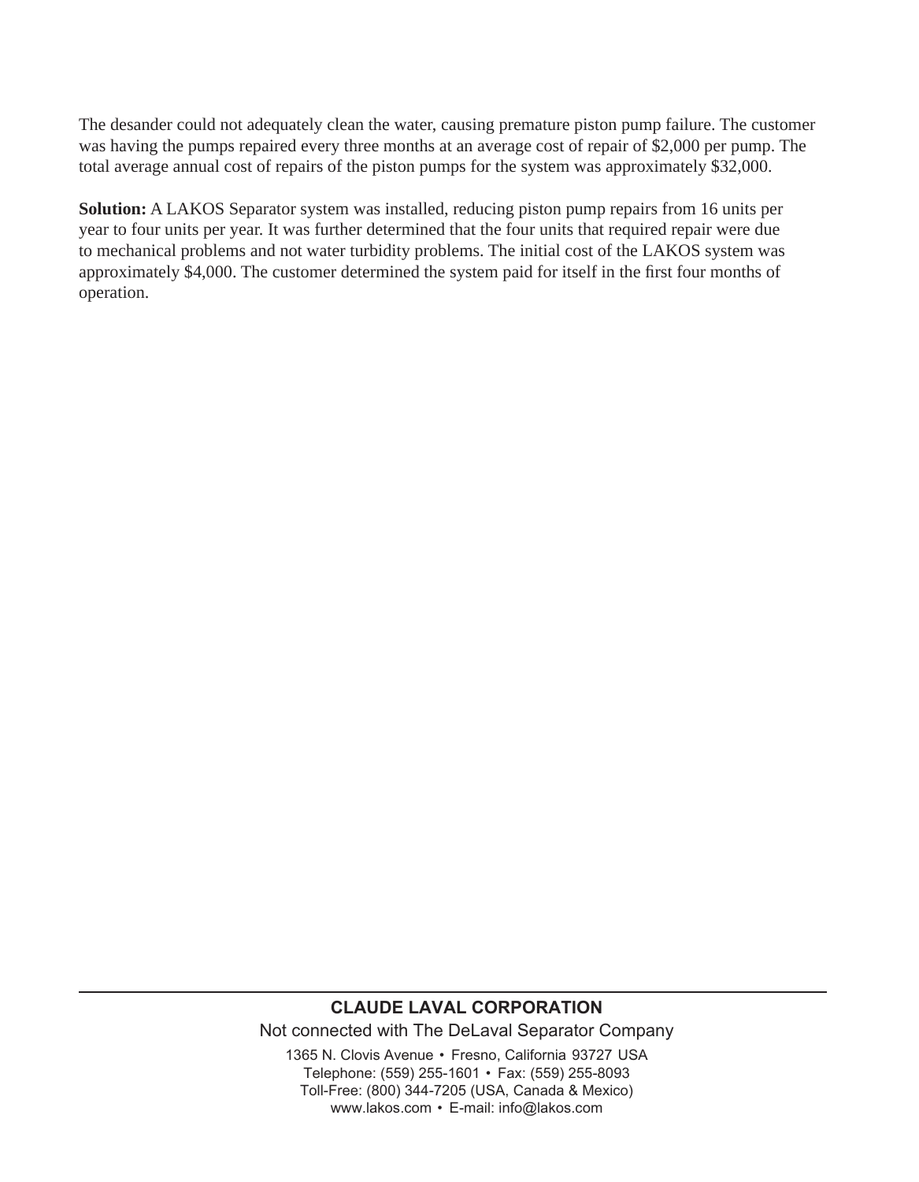The desander could not adequately clean the water, causing premature piston pump failure. The customer was having the pumps repaired every three months at an average cost of repair of $2,000 per pump. The total average annual cost of repairs of the piston pumps for the system was approximately $32,000.

**Solution:** A LAKOS Separator system was installed, reducing piston pump repairs from 16 units per year to four units per year. It was further determined that the four units that required repair were due to mechanical problems and not water turbidity problems. The initial cost of the LAKOS system was approximately $4,000. The customer determined the system paid for itself in the first four months of operation.

---

**CLAUDE LAVAL CORPORATION**

Not connected with The DeLaval Separator Company

1365 N. Clovis Avenue • Fresno, California 93727 USA
Telephone: (559) 255-1601 • Fax: (559) 255-8093
Toll-Free: (800) 344-7205 (USA, Canada & Mexico)
www.lakos.com • E-mail: info@lakos.com